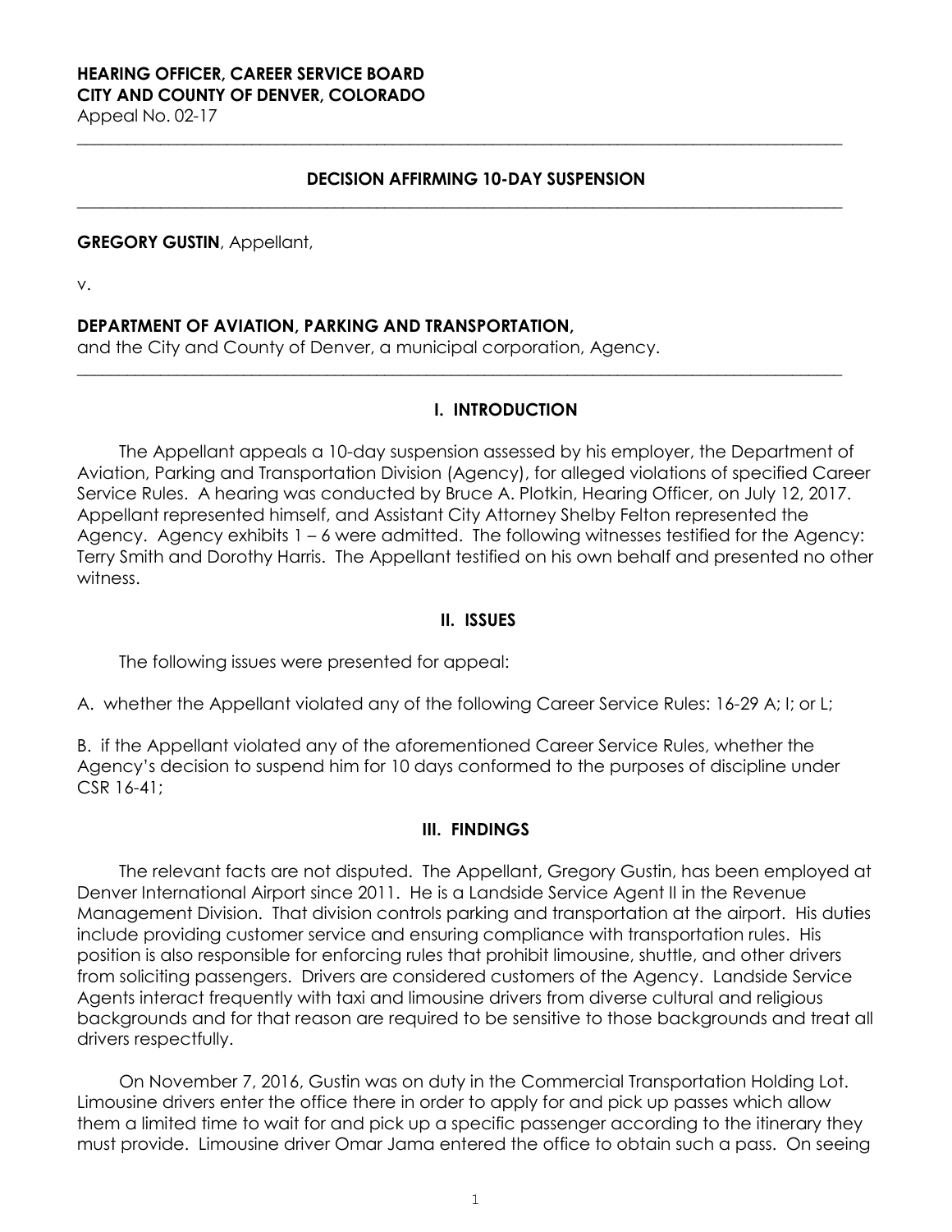**HEARING OFFICER, CAREER SERVICE BOARD**
**CITY AND COUNTY OF DENVER, COLORADO**
Appeal No. 02-17

---

## DECISION AFFIRMING 10-DAY SUSPENSION

---

**GREGORY GUSTIN**, Appellant,

v.

**DEPARTMENT OF AVIATION, PARKING AND TRANSPORTATION,**
and the City and County of Denver, a municipal corporation, Agency.

---

## I. INTRODUCTION

The Appellant appeals a 10-day suspension assessed by his employer, the Department of Aviation, Parking and Transportation Division (Agency), for alleged violations of specified Career Service Rules. A hearing was conducted by Bruce A. Plotkin, Hearing Officer, on July 12, 2017. Appellant represented himself, and Assistant City Attorney Shelby Felton represented the Agency. Agency exhibits 1 – 6 were admitted. The following witnesses testified for the Agency: Terry Smith and Dorothy Harris. The Appellant testified on his own behalf and presented no other witness.

## II. ISSUES

The following issues were presented for appeal:

A. whether the Appellant violated any of the following Career Service Rules: 16-29 A; I; or L;

B. if the Appellant violated any of the aforementioned Career Service Rules, whether the Agency's decision to suspend him for 10 days conformed to the purposes of discipline under CSR 16-41;

## III. FINDINGS

The relevant facts are not disputed. The Appellant, Gregory Gustin, has been employed at Denver International Airport since 2011. He is a Landside Service Agent II in the Revenue Management Division. That division controls parking and transportation at the airport. His duties include providing customer service and ensuring compliance with transportation rules. His position is also responsible for enforcing rules that prohibit limousine, shuttle, and other drivers from soliciting passengers. Drivers are considered customers of the Agency. Landside Service Agents interact frequently with taxi and limousine drivers from diverse cultural and religious backgrounds and for that reason are required to be sensitive to those backgrounds and treat all drivers respectfully.

On November 7, 2016, Gustin was on duty in the Commercial Transportation Holding Lot. Limousine drivers enter the office there in order to apply for and pick up passes which allow them a limited time to wait for and pick up a specific passenger according to the itinerary they must provide. Limousine driver Omar Jama entered the office to obtain such a pass. On seeing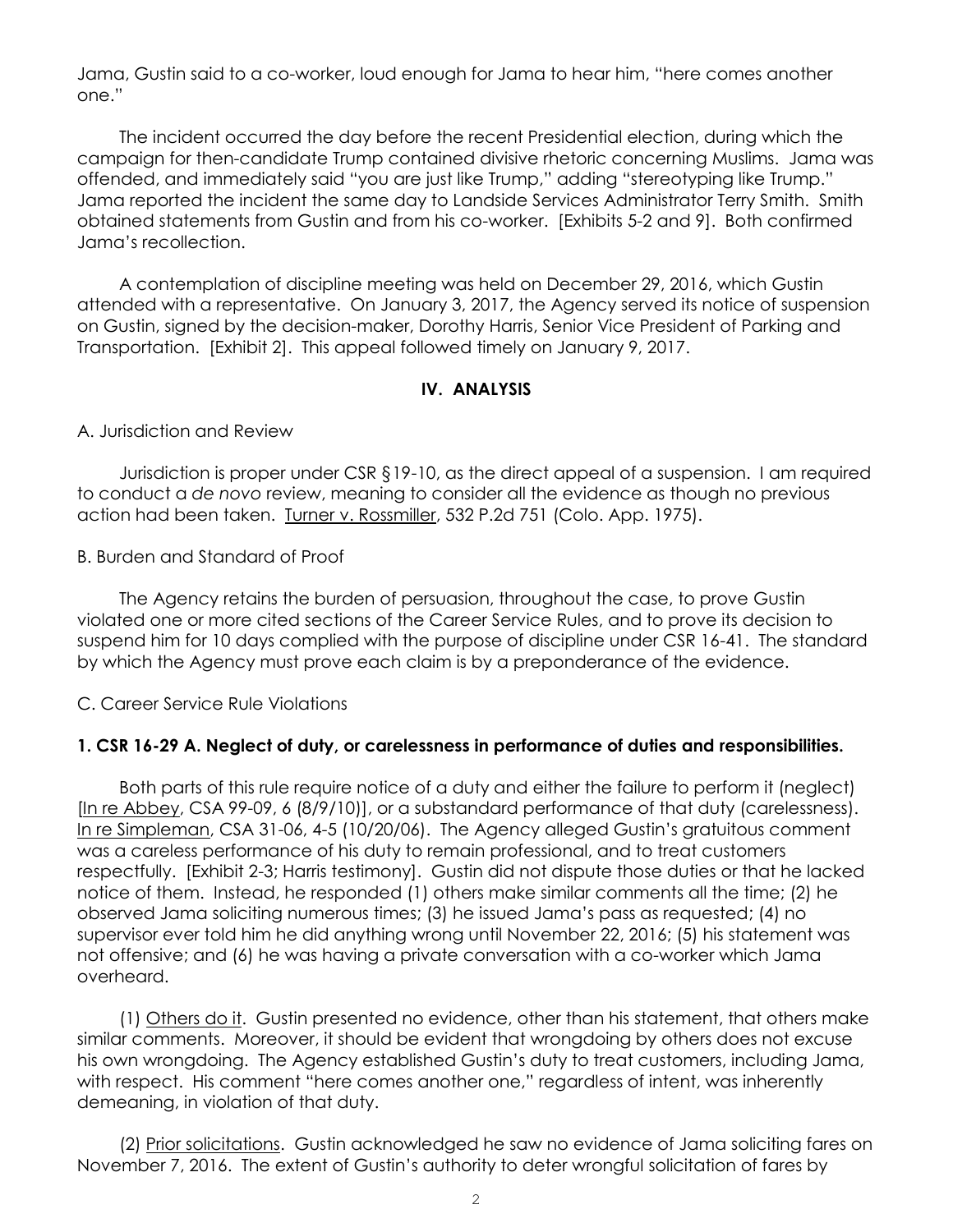Jama, Gustin said to a co-worker, loud enough for Jama to hear him, "here comes another one."

The incident occurred the day before the recent Presidential election, during which the campaign for then-candidate Trump contained divisive rhetoric concerning Muslims. Jama was offended, and immediately said "you are just like Trump," adding "stereotyping like Trump." Jama reported the incident the same day to Landside Services Administrator Terry Smith. Smith obtained statements from Gustin and from his co-worker. [Exhibits 5-2 and 9]. Both confirmed Jama's recollection.

A contemplation of discipline meeting was held on December 29, 2016, which Gustin attended with a representative. On January 3, 2017, the Agency served its notice of suspension on Gustin, signed by the decision-maker, Dorothy Harris, Senior Vice President of Parking and Transportation. [Exhibit 2]. This appeal followed timely on January 9, 2017.

## IV. ANALYSIS

A. Jurisdiction and Review

Jurisdiction is proper under CSR §19-10, as the direct appeal of a suspension. I am required to conduct a *de novo* review, meaning to consider all the evidence as though no previous action had been taken. Turner v. Rossmiller, 532 P.2d 751 (Colo. App. 1975).

B. Burden and Standard of Proof

The Agency retains the burden of persuasion, throughout the case, to prove Gustin violated one or more cited sections of the Career Service Rules, and to prove its decision to suspend him for 10 days complied with the purpose of discipline under CSR 16-41. The standard by which the Agency must prove each claim is by a preponderance of the evidence.

C. Career Service Rule Violations

**1. CSR 16-29 A. Neglect of duty, or carelessness in performance of duties and responsibilities.**

Both parts of this rule require notice of a duty and either the failure to perform it (neglect) [In re Abbey, CSA 99-09, 6 (8/9/10)], or a substandard performance of that duty (carelessness). In re Simpleman, CSA 31-06, 4-5 (10/20/06). The Agency alleged Gustin's gratuitous comment was a careless performance of his duty to remain professional, and to treat customers respectfully. [Exhibit 2-3; Harris testimony]. Gustin did not dispute those duties or that he lacked notice of them. Instead, he responded (1) others make similar comments all the time; (2) he observed Jama soliciting numerous times; (3) he issued Jama's pass as requested; (4) no supervisor ever told him he did anything wrong until November 22, 2016; (5) his statement was not offensive; and (6) he was having a private conversation with a co-worker which Jama overheard.

(1) Others do it. Gustin presented no evidence, other than his statement, that others make similar comments. Moreover, it should be evident that wrongdoing by others does not excuse his own wrongdoing. The Agency established Gustin's duty to treat customers, including Jama, with respect. His comment "here comes another one," regardless of intent, was inherently demeaning, in violation of that duty.

(2) Prior solicitations. Gustin acknowledged he saw no evidence of Jama soliciting fares on November 7, 2016. The extent of Gustin's authority to deter wrongful solicitation of fares by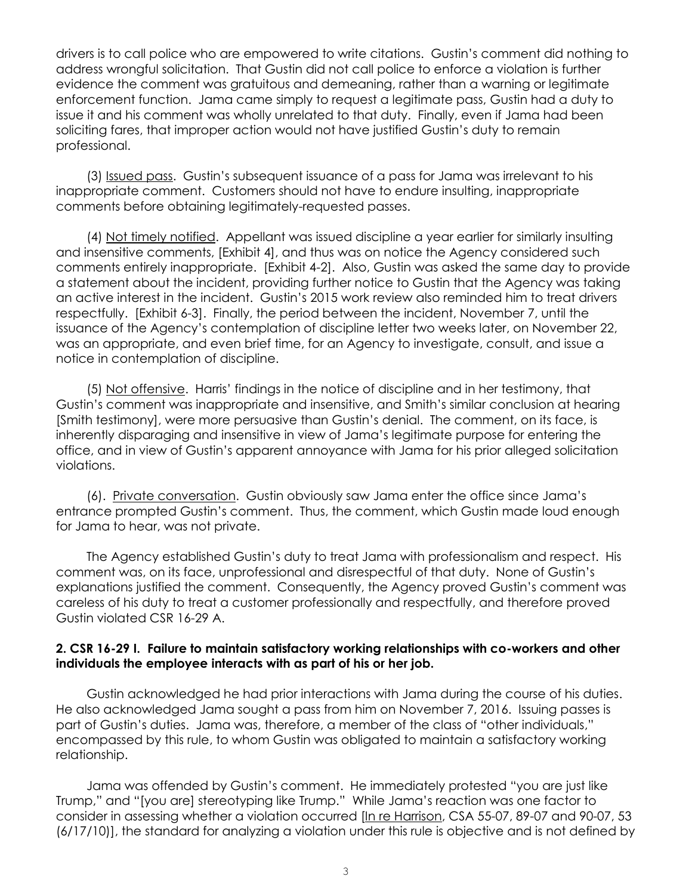drivers is to call police who are empowered to write citations. Gustin's comment did nothing to address wrongful solicitation. That Gustin did not call police to enforce a violation is further evidence the comment was gratuitous and demeaning, rather than a warning or legitimate enforcement function. Jama came simply to request a legitimate pass, Gustin had a duty to issue it and his comment was wholly unrelated to that duty. Finally, even if Jama had been soliciting fares, that improper action would not have justified Gustin's duty to remain professional.

(3) Issued pass. Gustin's subsequent issuance of a pass for Jama was irrelevant to his inappropriate comment. Customers should not have to endure insulting, inappropriate comments before obtaining legitimately-requested passes.

(4) Not timely notified. Appellant was issued discipline a year earlier for similarly insulting and insensitive comments, [Exhibit 4], and thus was on notice the Agency considered such comments entirely inappropriate. [Exhibit 4-2]. Also, Gustin was asked the same day to provide a statement about the incident, providing further notice to Gustin that the Agency was taking an active interest in the incident. Gustin's 2015 work review also reminded him to treat drivers respectfully. [Exhibit 6-3]. Finally, the period between the incident, November 7, until the issuance of the Agency's contemplation of discipline letter two weeks later, on November 22, was an appropriate, and even brief time, for an Agency to investigate, consult, and issue a notice in contemplation of discipline.

(5) Not offensive. Harris' findings in the notice of discipline and in her testimony, that Gustin's comment was inappropriate and insensitive, and Smith's similar conclusion at hearing [Smith testimony], were more persuasive than Gustin's denial. The comment, on its face, is inherently disparaging and insensitive in view of Jama's legitimate purpose for entering the office, and in view of Gustin's apparent annoyance with Jama for his prior alleged solicitation violations.

(6). Private conversation. Gustin obviously saw Jama enter the office since Jama's entrance prompted Gustin's comment. Thus, the comment, which Gustin made loud enough for Jama to hear, was not private.

The Agency established Gustin's duty to treat Jama with professionalism and respect. His comment was, on its face, unprofessional and disrespectful of that duty. None of Gustin's explanations justified the comment. Consequently, the Agency proved Gustin's comment was careless of his duty to treat a customer professionally and respectfully, and therefore proved Gustin violated CSR 16-29 A.

**2. CSR 16-29 I. Failure to maintain satisfactory working relationships with co-workers and other individuals the employee interacts with as part of his or her job.**

Gustin acknowledged he had prior interactions with Jama during the course of his duties. He also acknowledged Jama sought a pass from him on November 7, 2016. Issuing passes is part of Gustin's duties. Jama was, therefore, a member of the class of "other individuals," encompassed by this rule, to whom Gustin was obligated to maintain a satisfactory working relationship.

Jama was offended by Gustin's comment. He immediately protested "you are just like Trump," and "[you are] stereotyping like Trump." While Jama's reaction was one factor to consider in assessing whether a violation occurred [In re Harrison, CSA 55-07, 89-07 and 90-07, 53 (6/17/10)], the standard for analyzing a violation under this rule is objective and is not defined by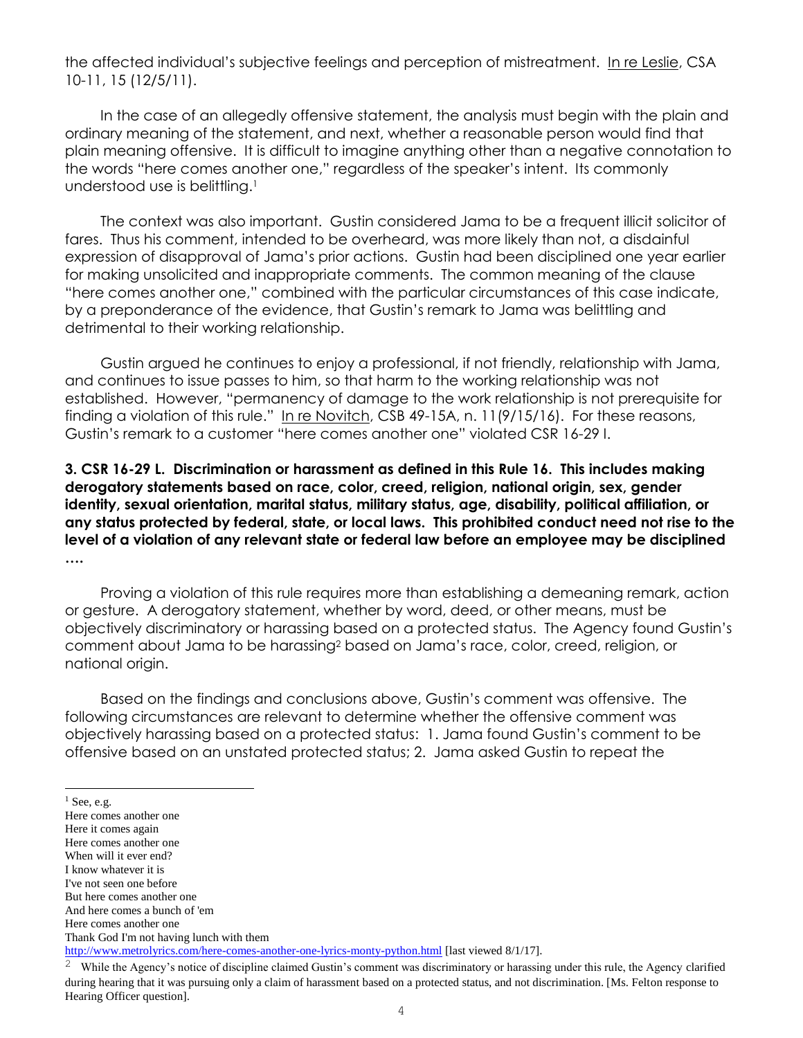the affected individual's subjective feelings and perception of mistreatment. In re Leslie, CSA 10-11, 15 (12/5/11).

In the case of an allegedly offensive statement, the analysis must begin with the plain and ordinary meaning of the statement, and next, whether a reasonable person would find that plain meaning offensive. It is difficult to imagine anything other than a negative connotation to the words "here comes another one," regardless of the speaker's intent. Its commonly understood use is belittling.[1]

The context was also important. Gustin considered Jama to be a frequent illicit solicitor of fares. Thus his comment, intended to be overheard, was more likely than not, a disdainful expression of disapproval of Jama's prior actions. Gustin had been disciplined one year earlier for making unsolicited and inappropriate comments. The common meaning of the clause "here comes another one," combined with the particular circumstances of this case indicate, by a preponderance of the evidence, that Gustin's remark to Jama was belittling and detrimental to their working relationship.

Gustin argued he continues to enjoy a professional, if not friendly, relationship with Jama, and continues to issue passes to him, so that harm to the working relationship was not established. However, "permanency of damage to the work relationship is not prerequisite for finding a violation of this rule." In re Novitch, CSB 49-15A, n. 11(9/15/16). For these reasons, Gustin's remark to a customer "here comes another one" violated CSR 16-29 I.

**3. CSR 16-29 L. Discrimination or harassment as defined in this Rule 16. This includes making derogatory statements based on race, color, creed, religion, national origin, sex, gender identity, sexual orientation, marital status, military status, age, disability, political affiliation, or any status protected by federal, state, or local laws. This prohibited conduct need not rise to the level of a violation of any relevant state or federal law before an employee may be disciplined ….**

Proving a violation of this rule requires more than establishing a demeaning remark, action or gesture. A derogatory statement, whether by word, deed, or other means, must be objectively discriminatory or harassing based on a protected status. The Agency found Gustin's comment about Jama to be harassing[2] based on Jama's race, color, creed, religion, or national origin.

Based on the findings and conclusions above, Gustin's comment was offensive. The following circumstances are relevant to determine whether the offensive comment was objectively harassing based on a protected status: 1. Jama found Gustin's comment to be offensive based on an unstated protected status; 2. Jama asked Gustin to repeat the

---

[1] See, e.g.
Here comes another one
Here it comes again
Here comes another one
When will it ever end?
I know whatever it is
I've not seen one before
But here comes another one
And here comes a bunch of 'em
Here comes another one
Thank God I'm not having lunch with them
http://www.metrolyrics.com/here-comes-another-one-lyrics-monty-python.html [last viewed 8/1/17].

[2] While the Agency's notice of discipline claimed Gustin's comment was discriminatory or harassing under this rule, the Agency clarified during hearing that it was pursuing only a claim of harassment based on a protected status, and not discrimination. [Ms. Felton response to Hearing Officer question].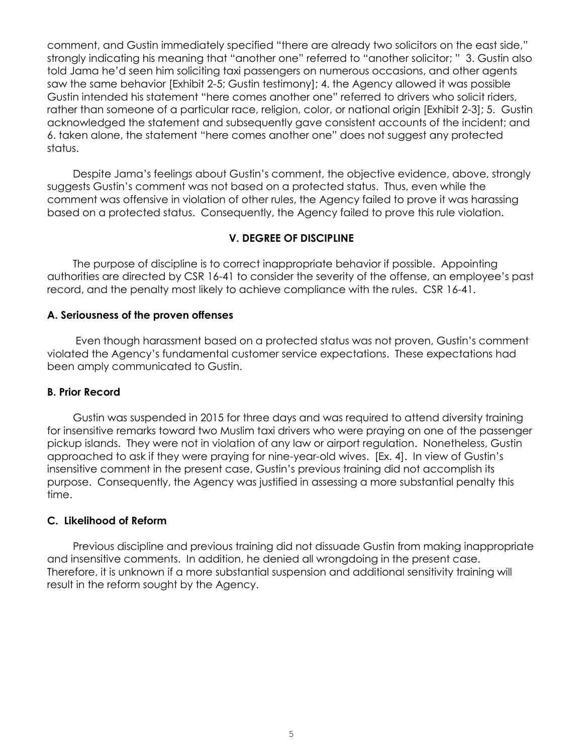comment, and Gustin immediately specified "there are already two solicitors on the east side," strongly indicating his meaning that "another one" referred to "another solicitor; " 3. Gustin also told Jama he'd seen him soliciting taxi passengers on numerous occasions, and other agents saw the same behavior [Exhibit 2-5; Gustin testimony]; 4. the Agency allowed it was possible Gustin intended his statement "here comes another one" referred to drivers who solicit riders, rather than someone of a particular race, religion, color, or national origin [Exhibit 2-3]; 5. Gustin acknowledged the statement and subsequently gave consistent accounts of the incident; and 6. taken alone, the statement "here comes another one" does not suggest any protected status.

Despite Jama's feelings about Gustin's comment, the objective evidence, above, strongly suggests Gustin's comment was not based on a protected status. Thus, even while the comment was offensive in violation of other rules, the Agency failed to prove it was harassing based on a protected status. Consequently, the Agency failed to prove this rule violation.

## V. DEGREE OF DISCIPLINE

The purpose of discipline is to correct inappropriate behavior if possible. Appointing authorities are directed by CSR 16-41 to consider the severity of the offense, an employee's past record, and the penalty most likely to achieve compliance with the rules. CSR 16-41.

### A. Seriousness of the proven offenses

Even though harassment based on a protected status was not proven, Gustin's comment violated the Agency's fundamental customer service expectations. These expectations had been amply communicated to Gustin.

### B. Prior Record

Gustin was suspended in 2015 for three days and was required to attend diversity training for insensitive remarks toward two Muslim taxi drivers who were praying on one of the passenger pickup islands. They were not in violation of any law or airport regulation. Nonetheless, Gustin approached to ask if they were praying for nine-year-old wives. [Ex. 4]. In view of Gustin's insensitive comment in the present case, Gustin's previous training did not accomplish its purpose. Consequently, the Agency was justified in assessing a more substantial penalty this time.

### C. Likelihood of Reform

Previous discipline and previous training did not dissuade Gustin from making inappropriate and insensitive comments. In addition, he denied all wrongdoing in the present case. Therefore, it is unknown if a more substantial suspension and additional sensitivity training will result in the reform sought by the Agency.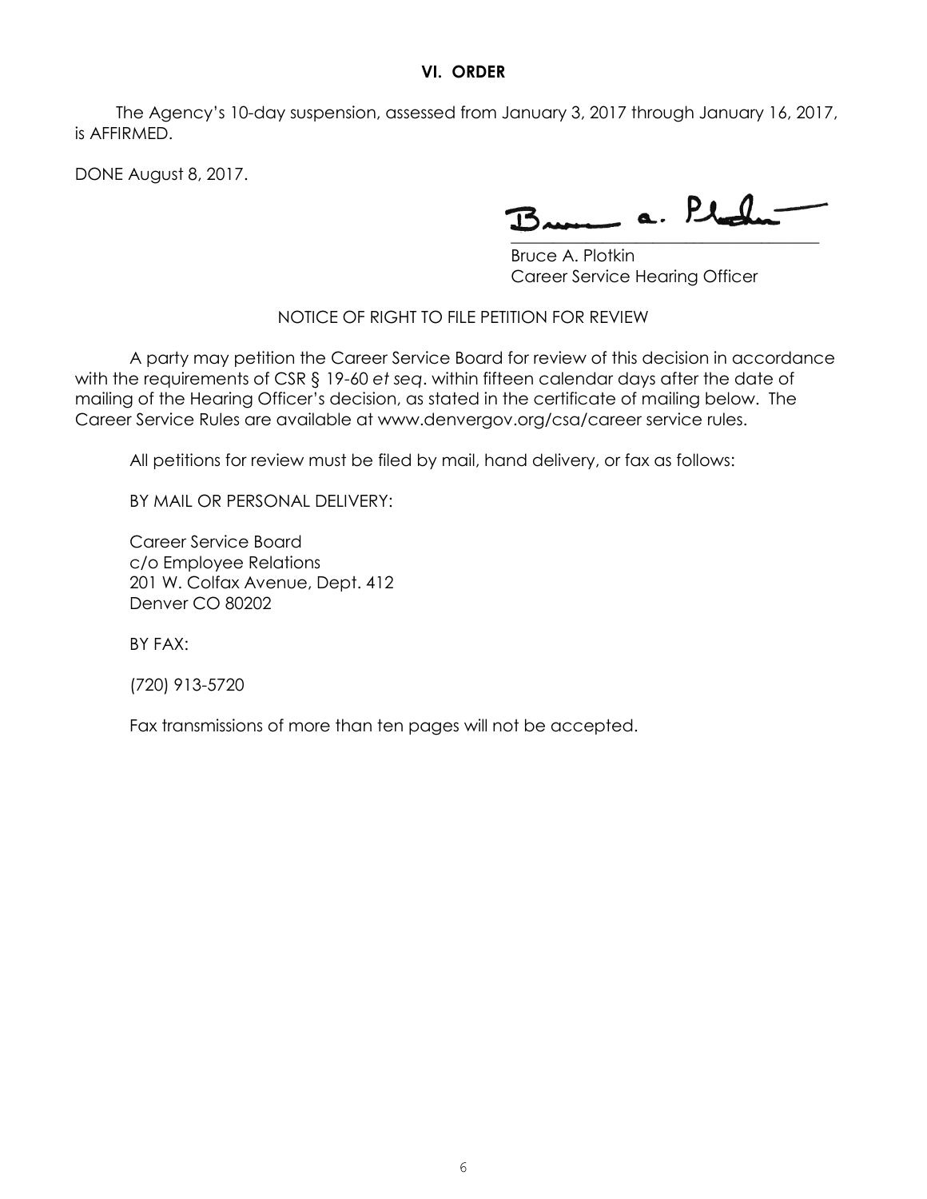## VI. ORDER

The Agency's 10-day suspension, assessed from January 3, 2017 through January 16, 2017, is AFFIRMED.

DONE August 8, 2017.

Bruce A. Plotkin
Career Service Hearing Officer

NOTICE OF RIGHT TO FILE PETITION FOR REVIEW

A party may petition the Career Service Board for review of this decision in accordance with the requirements of CSR § 19-60 *et seq*. within fifteen calendar days after the date of mailing of the Hearing Officer's decision, as stated in the certificate of mailing below. The Career Service Rules are available at www.denvergov.org/csa/career service rules.

All petitions for review must be filed by mail, hand delivery, or fax as follows:

BY MAIL OR PERSONAL DELIVERY:

Career Service Board
c/o Employee Relations
201 W. Colfax Avenue, Dept. 412
Denver CO 80202

BY FAX:

(720) 913-5720

Fax transmissions of more than ten pages will not be accepted.